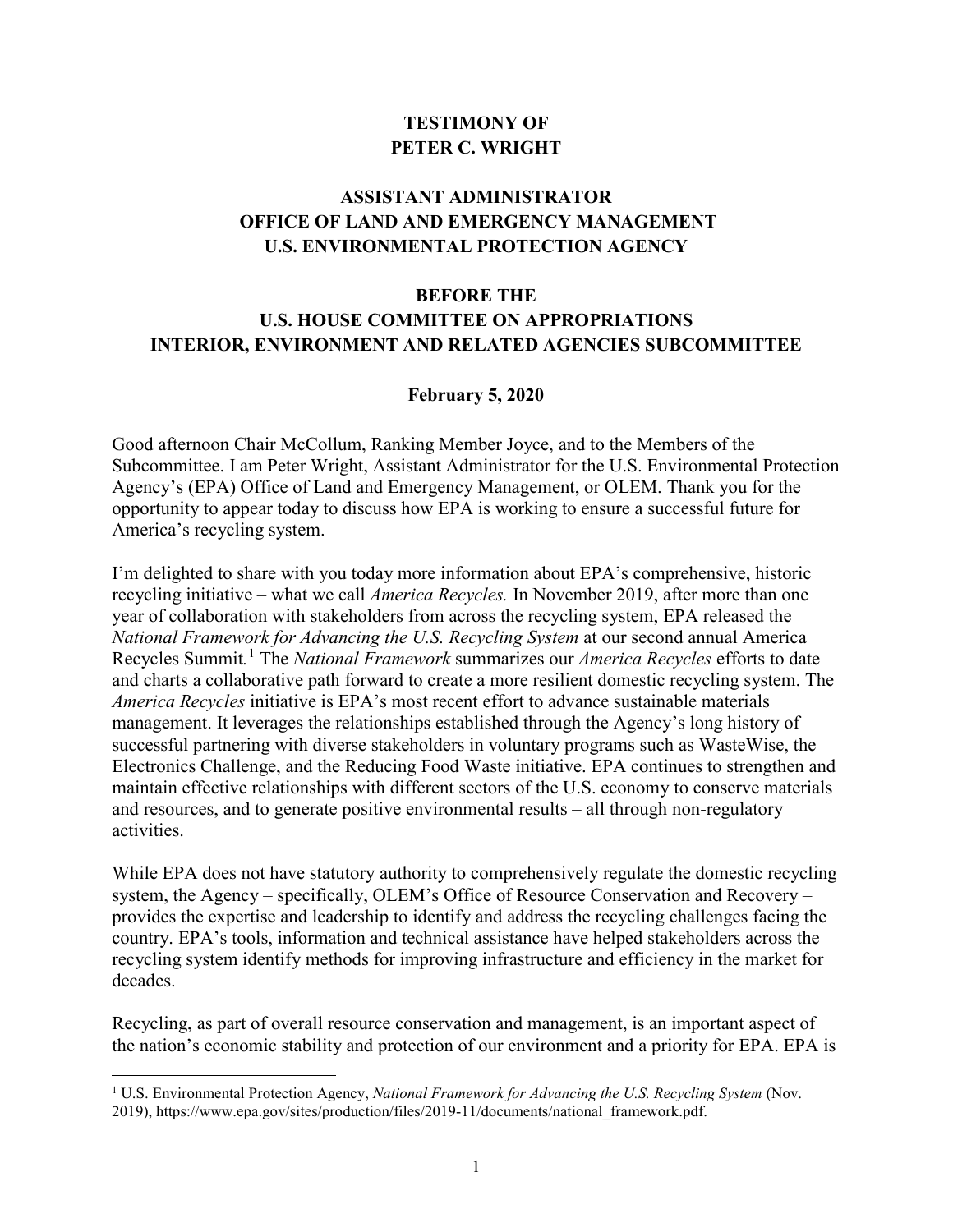**TESTIMONY OF**
**PETER C. WRIGHT**

**ASSISTANT ADMINISTRATOR**
**OFFICE OF LAND AND EMERGENCY MANAGEMENT**
**U.S. ENVIRONMENTAL PROTECTION AGENCY**

**BEFORE THE**
**U.S. HOUSE COMMITTEE ON APPROPRIATIONS**
**INTERIOR, ENVIRONMENT AND RELATED AGENCIES SUBCOMMITTEE**

**February 5, 2020**

Good afternoon Chair McCollum, Ranking Member Joyce, and to the Members of the Subcommittee. I am Peter Wright, Assistant Administrator for the U.S. Environmental Protection Agency's (EPA) Office of Land and Emergency Management, or OLEM. Thank you for the opportunity to appear today to discuss how EPA is working to ensure a successful future for America's recycling system.

I'm delighted to share with you today more information about EPA's comprehensive, historic recycling initiative – what we call *America Recycles.* In November 2019, after more than one year of collaboration with stakeholders from across the recycling system, EPA released the *National Framework for Advancing the U.S. Recycling System* at our second annual America Recycles Summit.[1] The *National Framework* summarizes our *America Recycles* efforts to date and charts a collaborative path forward to create a more resilient domestic recycling system. The *America Recycles* initiative is EPA's most recent effort to advance sustainable materials management. It leverages the relationships established through the Agency's long history of successful partnering with diverse stakeholders in voluntary programs such as WasteWise, the Electronics Challenge, and the Reducing Food Waste initiative. EPA continues to strengthen and maintain effective relationships with different sectors of the U.S. economy to conserve materials and resources, and to generate positive environmental results – all through non-regulatory activities.

While EPA does not have statutory authority to comprehensively regulate the domestic recycling system, the Agency – specifically, OLEM's Office of Resource Conservation and Recovery – provides the expertise and leadership to identify and address the recycling challenges facing the country. EPA's tools, information and technical assistance have helped stakeholders across the recycling system identify methods for improving infrastructure and efficiency in the market for decades.

Recycling, as part of overall resource conservation and management, is an important aspect of the nation's economic stability and protection of our environment and a priority for EPA. EPA is

[1] U.S. Environmental Protection Agency, *National Framework for Advancing the U.S. Recycling System* (Nov. 2019), https://www.epa.gov/sites/production/files/2019-11/documents/national_framework.pdf.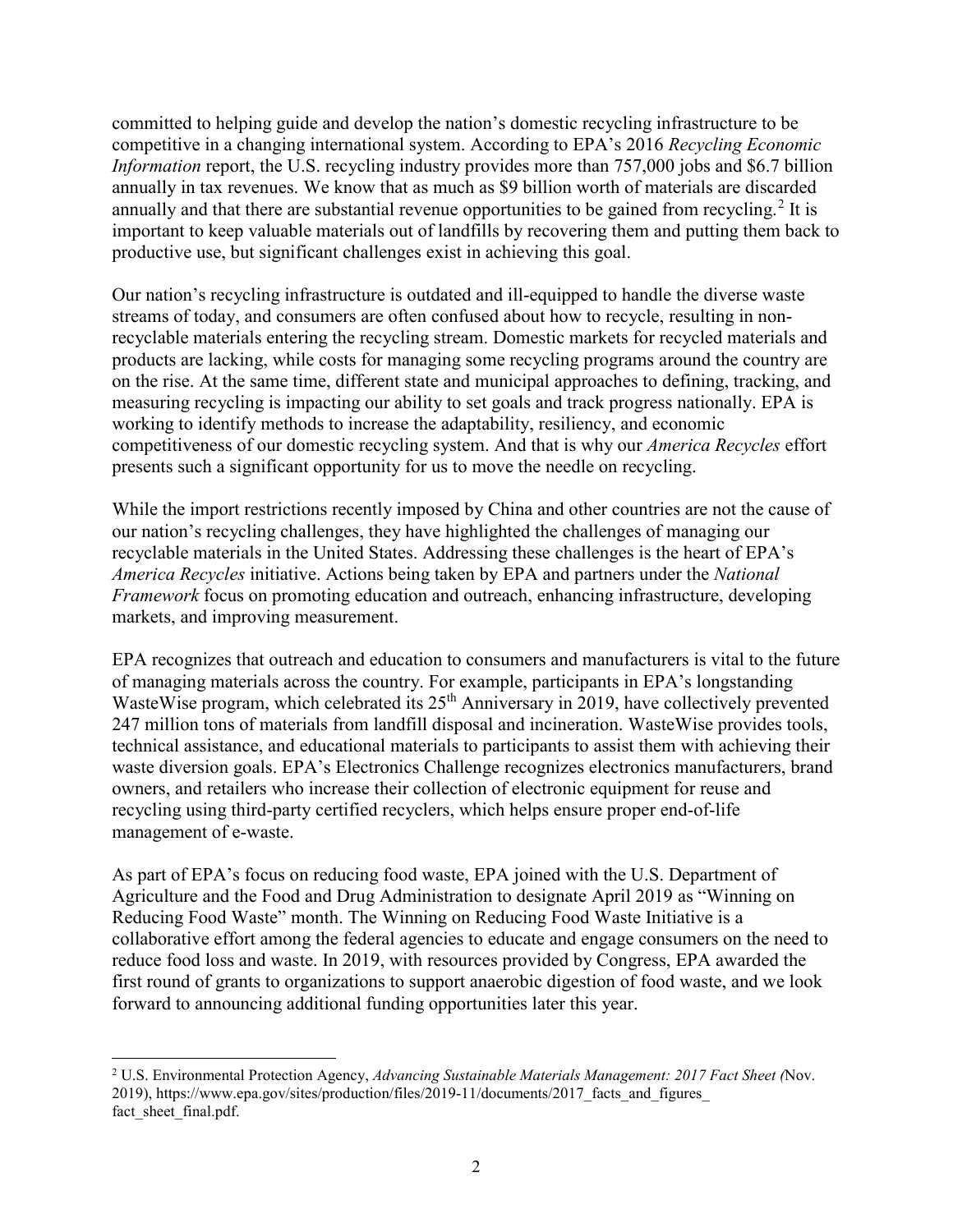committed to helping guide and develop the nation's domestic recycling infrastructure to be competitive in a changing international system. According to EPA's 2016 *Recycling Economic Information* report, the U.S. recycling industry provides more than 757,000 jobs and $6.7 billion annually in tax revenues. We know that as much as $9 billion worth of materials are discarded annually and that there are substantial revenue opportunities to be gained from recycling.[2] It is important to keep valuable materials out of landfills by recovering them and putting them back to productive use, but significant challenges exist in achieving this goal.

Our nation's recycling infrastructure is outdated and ill-equipped to handle the diverse waste streams of today, and consumers are often confused about how to recycle, resulting in non-recyclable materials entering the recycling stream. Domestic markets for recycled materials and products are lacking, while costs for managing some recycling programs around the country are on the rise. At the same time, different state and municipal approaches to defining, tracking, and measuring recycling is impacting our ability to set goals and track progress nationally. EPA is working to identify methods to increase the adaptability, resiliency, and economic competitiveness of our domestic recycling system. And that is why our *America Recycles* effort presents such a significant opportunity for us to move the needle on recycling.

While the import restrictions recently imposed by China and other countries are not the cause of our nation's recycling challenges, they have highlighted the challenges of managing our recyclable materials in the United States. Addressing these challenges is the heart of EPA's *America Recycles* initiative. Actions being taken by EPA and partners under the *National Framework* focus on promoting education and outreach, enhancing infrastructure, developing markets, and improving measurement.

EPA recognizes that outreach and education to consumers and manufacturers is vital to the future of managing materials across the country. For example, participants in EPA's longstanding WasteWise program, which celebrated its 25th Anniversary in 2019, have collectively prevented 247 million tons of materials from landfill disposal and incineration. WasteWise provides tools, technical assistance, and educational materials to participants to assist them with achieving their waste diversion goals. EPA's Electronics Challenge recognizes electronics manufacturers, brand owners, and retailers who increase their collection of electronic equipment for reuse and recycling using third-party certified recyclers, which helps ensure proper end-of-life management of e-waste.

As part of EPA's focus on reducing food waste, EPA joined with the U.S. Department of Agriculture and the Food and Drug Administration to designate April 2019 as "Winning on Reducing Food Waste" month. The Winning on Reducing Food Waste Initiative is a collaborative effort among the federal agencies to educate and engage consumers on the need to reduce food loss and waste. In 2019, with resources provided by Congress, EPA awarded the first round of grants to organizations to support anaerobic digestion of food waste, and we look forward to announcing additional funding opportunities later this year.

---

[2] U.S. Environmental Protection Agency, *Advancing Sustainable Materials Management: 2017 Fact Sheet (*Nov. 2019), https://www.epa.gov/sites/production/files/2019-11/documents/2017_facts_and_figures_fact_sheet_final.pdf.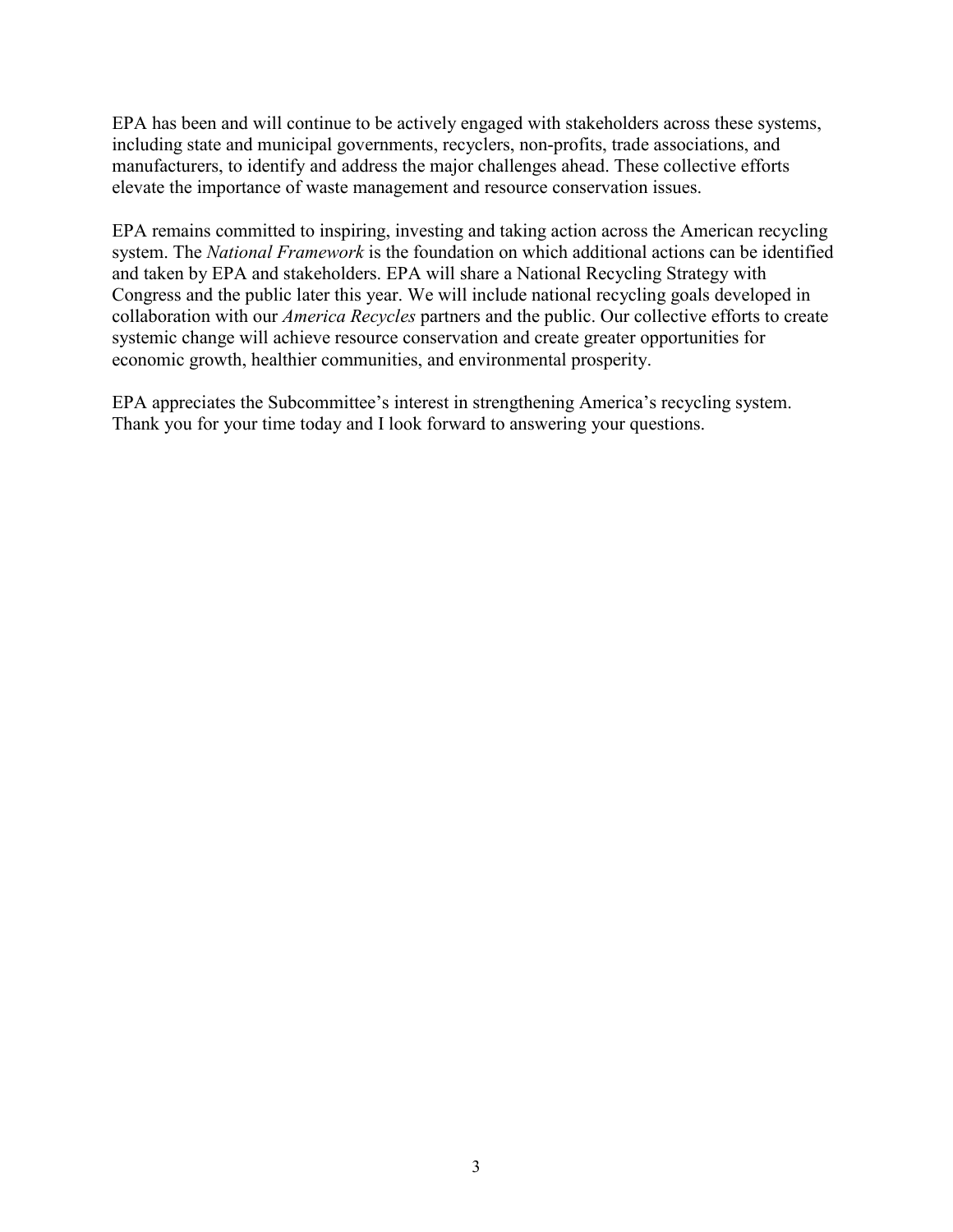EPA has been and will continue to be actively engaged with stakeholders across these systems, including state and municipal governments, recyclers, non-profits, trade associations, and manufacturers, to identify and address the major challenges ahead. These collective efforts elevate the importance of waste management and resource conservation issues.

EPA remains committed to inspiring, investing and taking action across the American recycling system. The *National Framework* is the foundation on which additional actions can be identified and taken by EPA and stakeholders. EPA will share a National Recycling Strategy with Congress and the public later this year. We will include national recycling goals developed in collaboration with our *America Recycles* partners and the public. Our collective efforts to create systemic change will achieve resource conservation and create greater opportunities for economic growth, healthier communities, and environmental prosperity.

EPA appreciates the Subcommittee's interest in strengthening America's recycling system. Thank you for your time today and I look forward to answering your questions.